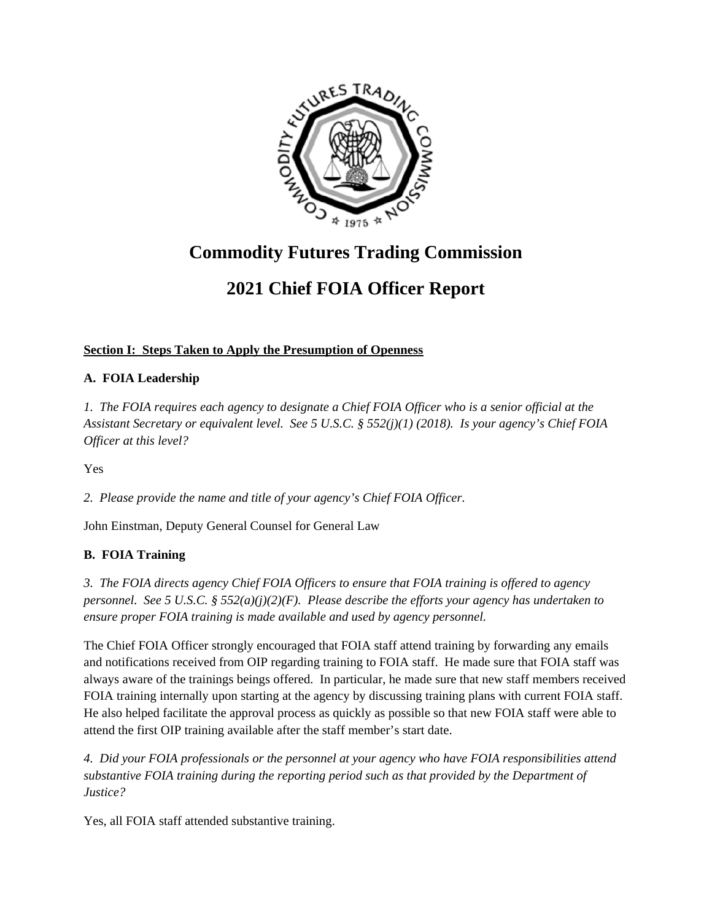# Commodity Futures Trading Commission

# 2021 Chief FOIA Officer Report

**Section I: Steps Taken to Apply the Presumption of Openness**

### A. FOIA Leadership

*1. The FOIA requires each agency to designate a Chief FOIA Officer who is a senior official at the Assistant Secretary or equivalent level. See 5 U.S.C. § 552(j)(1) (2018). Is your agency's Chief FOIA Officer at this level?*

Yes

*2. Please provide the name and title of your agency's Chief FOIA Officer.*

John Einstman, Deputy General Counsel for General Law

### B. FOIA Training

*3. The FOIA directs agency Chief FOIA Officers to ensure that FOIA training is offered to agency personnel. See 5 U.S.C. § 552(a)(j)(2)(F). Please describe the efforts your agency has undertaken to ensure proper FOIA training is made available and used by agency personnel.*

The Chief FOIA Officer strongly encouraged that FOIA staff attend training by forwarding any emails and notifications received from OIP regarding training to FOIA staff. He made sure that FOIA staff was always aware of the trainings beings offered. In particular, he made sure that new staff members received FOIA training internally upon starting at the agency by discussing training plans with current FOIA staff. He also helped facilitate the approval process as quickly as possible so that new FOIA staff were able to attend the first OIP training available after the staff member's start date.

*4. Did your FOIA professionals or the personnel at your agency who have FOIA responsibilities attend substantive FOIA training during the reporting period such as that provided by the Department of Justice?*

Yes, all FOIA staff attended substantive training.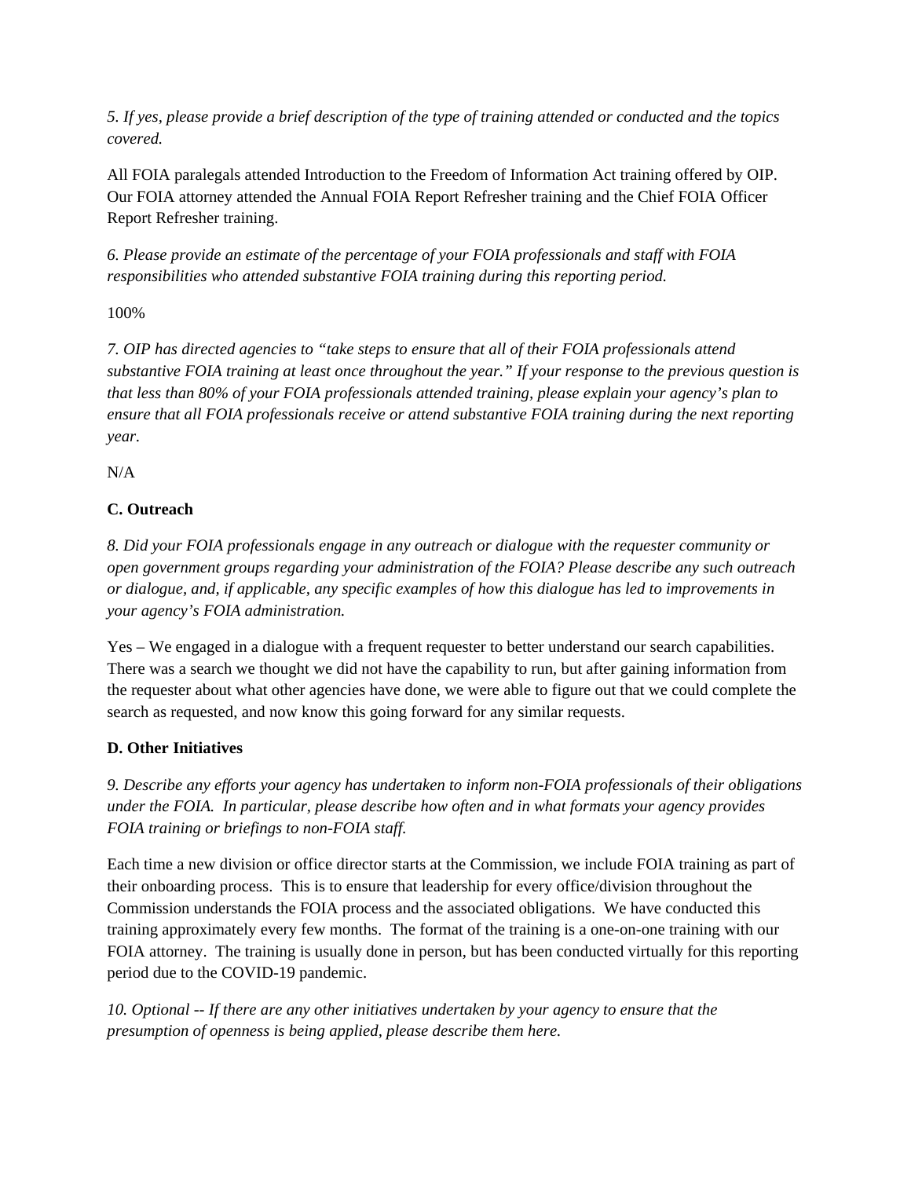*5. If yes, please provide a brief description of the type of training attended or conducted and the topics covered.*

All FOIA paralegals attended Introduction to the Freedom of Information Act training offered by OIP. Our FOIA attorney attended the Annual FOIA Report Refresher training and the Chief FOIA Officer Report Refresher training.

*6. Please provide an estimate of the percentage of your FOIA professionals and staff with FOIA responsibilities who attended substantive FOIA training during this reporting period.*

100%

*7. OIP has directed agencies to "take steps to ensure that all of their FOIA professionals attend substantive FOIA training at least once throughout the year." If your response to the previous question is that less than 80% of your FOIA professionals attended training, please explain your agency's plan to ensure that all FOIA professionals receive or attend substantive FOIA training during the next reporting year.*

N/A

**C. Outreach**

*8. Did your FOIA professionals engage in any outreach or dialogue with the requester community or open government groups regarding your administration of the FOIA? Please describe any such outreach or dialogue, and, if applicable, any specific examples of how this dialogue has led to improvements in your agency's FOIA administration.*

Yes – We engaged in a dialogue with a frequent requester to better understand our search capabilities. There was a search we thought we did not have the capability to run, but after gaining information from the requester about what other agencies have done, we were able to figure out that we could complete the search as requested, and now know this going forward for any similar requests.

**D. Other Initiatives**

*9. Describe any efforts your agency has undertaken to inform non-FOIA professionals of their obligations under the FOIA. In particular, please describe how often and in what formats your agency provides FOIA training or briefings to non-FOIA staff.*

Each time a new division or office director starts at the Commission, we include FOIA training as part of their onboarding process. This is to ensure that leadership for every office/division throughout the Commission understands the FOIA process and the associated obligations. We have conducted this training approximately every few months. The format of the training is a one-on-one training with our FOIA attorney. The training is usually done in person, but has been conducted virtually for this reporting period due to the COVID-19 pandemic.

*10. Optional -- If there are any other initiatives undertaken by your agency to ensure that the presumption of openness is being applied, please describe them here.*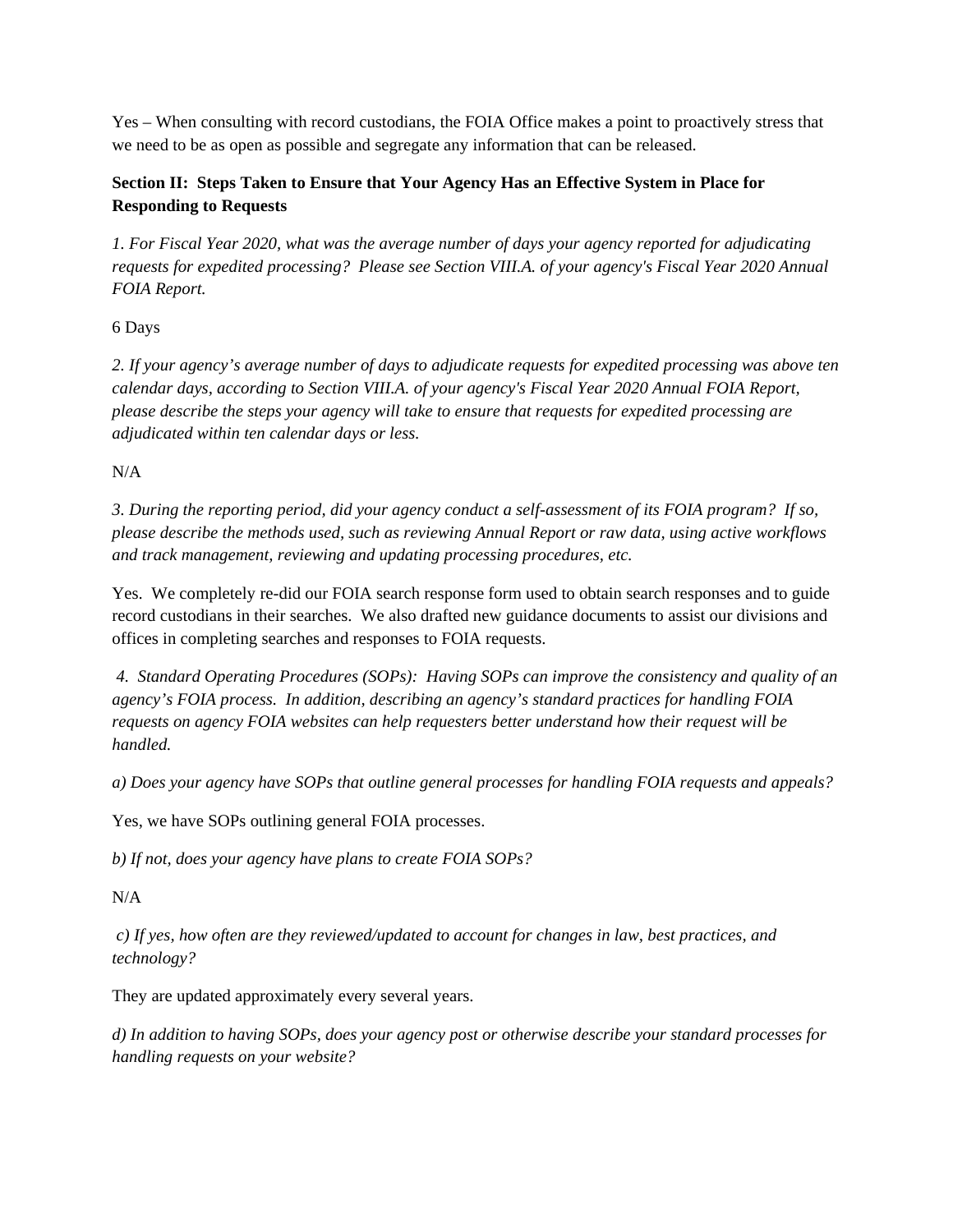Yes – When consulting with record custodians, the FOIA Office makes a point to proactively stress that we need to be as open as possible and segregate any information that can be released.

## Section II: Steps Taken to Ensure that Your Agency Has an Effective System in Place for Responding to Requests

*1. For Fiscal Year 2020, what was the average number of days your agency reported for adjudicating requests for expedited processing? Please see Section VIII.A. of your agency's Fiscal Year 2020 Annual FOIA Report.*

6 Days

*2. If your agency's average number of days to adjudicate requests for expedited processing was above ten calendar days, according to Section VIII.A. of your agency's Fiscal Year 2020 Annual FOIA Report, please describe the steps your agency will take to ensure that requests for expedited processing are adjudicated within ten calendar days or less.*

N/A

*3. During the reporting period, did your agency conduct a self-assessment of its FOIA program? If so, please describe the methods used, such as reviewing Annual Report or raw data, using active workflows and track management, reviewing and updating processing procedures, etc.*

Yes. We completely re-did our FOIA search response form used to obtain search responses and to guide record custodians in their searches. We also drafted new guidance documents to assist our divisions and offices in completing searches and responses to FOIA requests.

*4. Standard Operating Procedures (SOPs): Having SOPs can improve the consistency and quality of an agency's FOIA process. In addition, describing an agency's standard practices for handling FOIA requests on agency FOIA websites can help requesters better understand how their request will be handled.*

*a) Does your agency have SOPs that outline general processes for handling FOIA requests and appeals?*

Yes, we have SOPs outlining general FOIA processes.

*b) If not, does your agency have plans to create FOIA SOPs?*

N/A

*c) If yes, how often are they reviewed/updated to account for changes in law, best practices, and technology?*

They are updated approximately every several years.

*d) In addition to having SOPs, does your agency post or otherwise describe your standard processes for handling requests on your website?*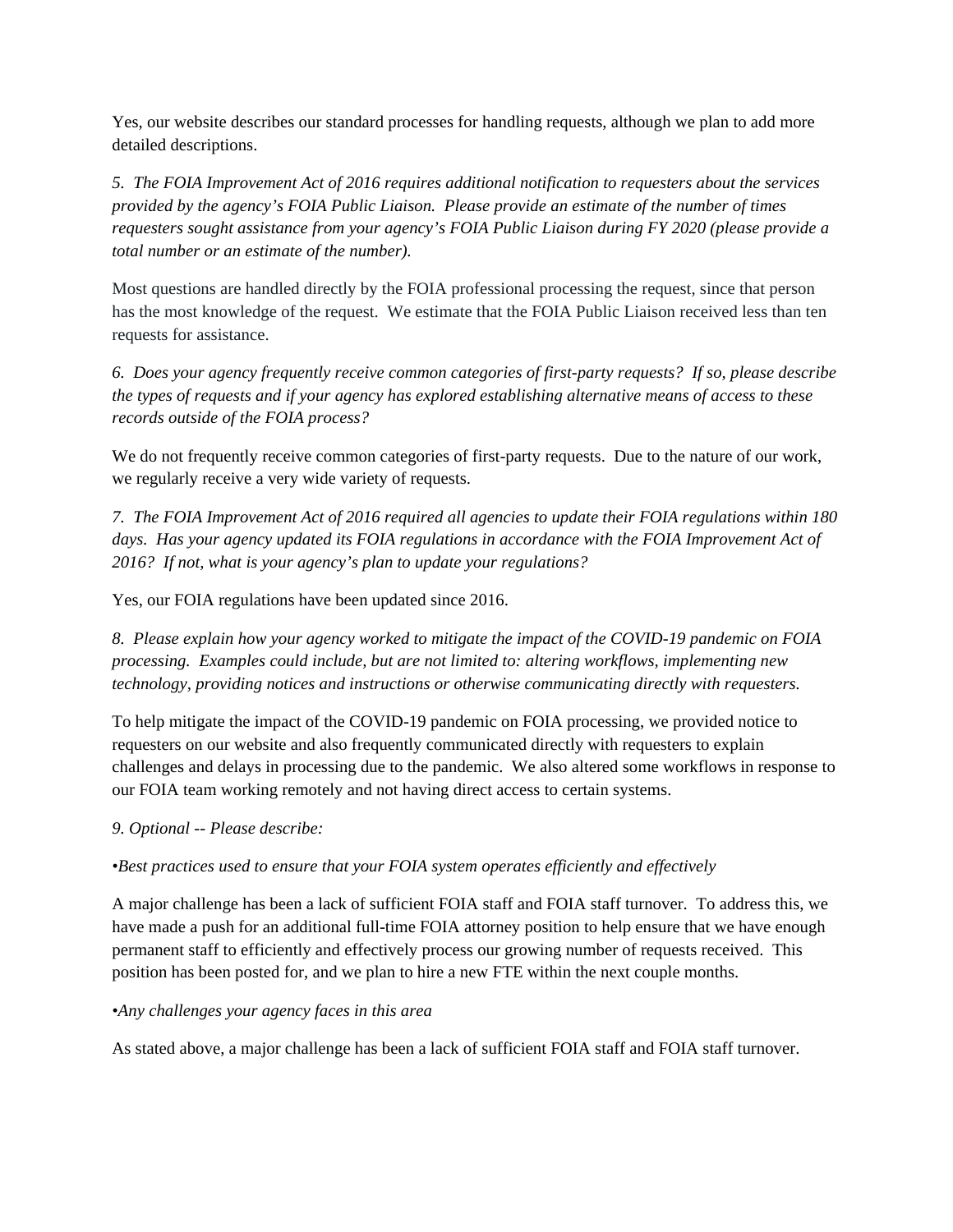Yes, our website describes our standard processes for handling requests, although we plan to add more detailed descriptions.

*5. The FOIA Improvement Act of 2016 requires additional notification to requesters about the services provided by the agency's FOIA Public Liaison. Please provide an estimate of the number of times requesters sought assistance from your agency's FOIA Public Liaison during FY 2020 (please provide a total number or an estimate of the number).*

Most questions are handled directly by the FOIA professional processing the request, since that person has the most knowledge of the request. We estimate that the FOIA Public Liaison received less than ten requests for assistance.

*6. Does your agency frequently receive common categories of first-party requests? If so, please describe the types of requests and if your agency has explored establishing alternative means of access to these records outside of the FOIA process?*

We do not frequently receive common categories of first-party requests. Due to the nature of our work, we regularly receive a very wide variety of requests.

*7. The FOIA Improvement Act of 2016 required all agencies to update their FOIA regulations within 180 days. Has your agency updated its FOIA regulations in accordance with the FOIA Improvement Act of 2016? If not, what is your agency's plan to update your regulations?*

Yes, our FOIA regulations have been updated since 2016.

*8. Please explain how your agency worked to mitigate the impact of the COVID-19 pandemic on FOIA processing. Examples could include, but are not limited to: altering workflows, implementing new technology, providing notices and instructions or otherwise communicating directly with requesters.*

To help mitigate the impact of the COVID-19 pandemic on FOIA processing, we provided notice to requesters on our website and also frequently communicated directly with requesters to explain challenges and delays in processing due to the pandemic. We also altered some workflows in response to our FOIA team working remotely and not having direct access to certain systems.

*9. Optional -- Please describe:*

*•Best practices used to ensure that your FOIA system operates efficiently and effectively*

A major challenge has been a lack of sufficient FOIA staff and FOIA staff turnover. To address this, we have made a push for an additional full-time FOIA attorney position to help ensure that we have enough permanent staff to efficiently and effectively process our growing number of requests received. This position has been posted for, and we plan to hire a new FTE within the next couple months.

*•Any challenges your agency faces in this area*

As stated above, a major challenge has been a lack of sufficient FOIA staff and FOIA staff turnover.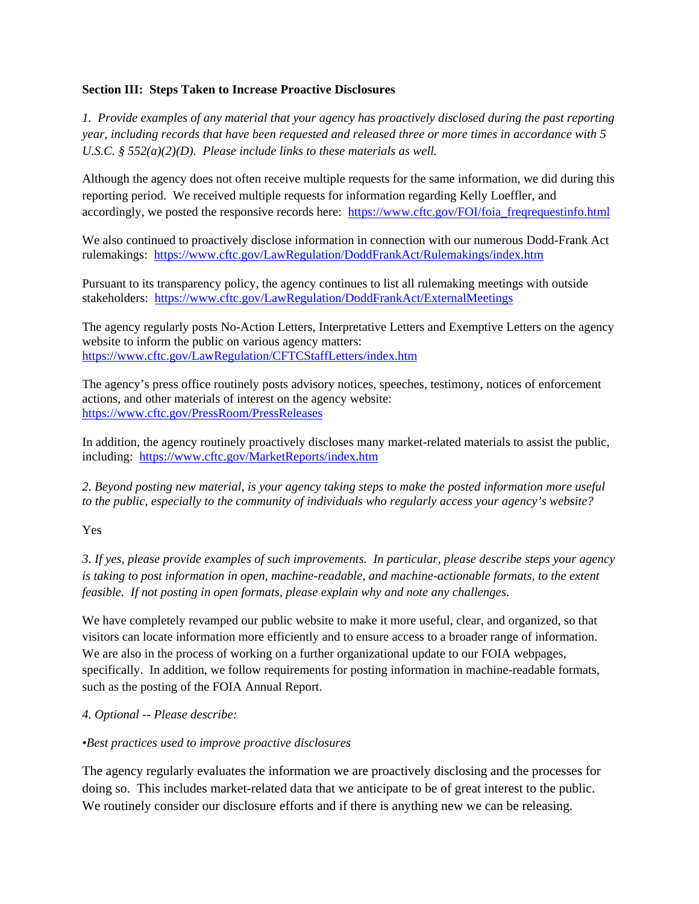**Section III: Steps Taken to Increase Proactive Disclosures**

*1. Provide examples of any material that your agency has proactively disclosed during the past reporting year, including records that have been requested and released three or more times in accordance with 5 U.S.C. § 552(a)(2)(D). Please include links to these materials as well.*

Although the agency does not often receive multiple requests for the same information, we did during this reporting period. We received multiple requests for information regarding Kelly Loeffler, and accordingly, we posted the responsive records here: https://www.cftc.gov/FOI/foia_freqrequestinfo.html

We also continued to proactively disclose information in connection with our numerous Dodd-Frank Act rulemakings: https://www.cftc.gov/LawRegulation/DoddFrankAct/Rulemakings/index.htm

Pursuant to its transparency policy, the agency continues to list all rulemaking meetings with outside stakeholders: https://www.cftc.gov/LawRegulation/DoddFrankAct/ExternalMeetings

The agency regularly posts No-Action Letters, Interpretative Letters and Exemptive Letters on the agency website to inform the public on various agency matters: https://www.cftc.gov/LawRegulation/CFTCStaffLetters/index.htm

The agency's press office routinely posts advisory notices, speeches, testimony, notices of enforcement actions, and other materials of interest on the agency website: https://www.cftc.gov/PressRoom/PressReleases

In addition, the agency routinely proactively discloses many market-related materials to assist the public, including: https://www.cftc.gov/MarketReports/index.htm

*2. Beyond posting new material, is your agency taking steps to make the posted information more useful to the public, especially to the community of individuals who regularly access your agency's website?*

Yes

*3. If yes, please provide examples of such improvements. In particular, please describe steps your agency is taking to post information in open, machine-readable, and machine-actionable formats, to the extent feasible. If not posting in open formats, please explain why and note any challenges.*

We have completely revamped our public website to make it more useful, clear, and organized, so that visitors can locate information more efficiently and to ensure access to a broader range of information. We are also in the process of working on a further organizational update to our FOIA webpages, specifically. In addition, we follow requirements for posting information in machine-readable formats, such as the posting of the FOIA Annual Report.

*4. Optional -- Please describe:*

*•Best practices used to improve proactive disclosures*

The agency regularly evaluates the information we are proactively disclosing and the processes for doing so. This includes market-related data that we anticipate to be of great interest to the public. We routinely consider our disclosure efforts and if there is anything new we can be releasing.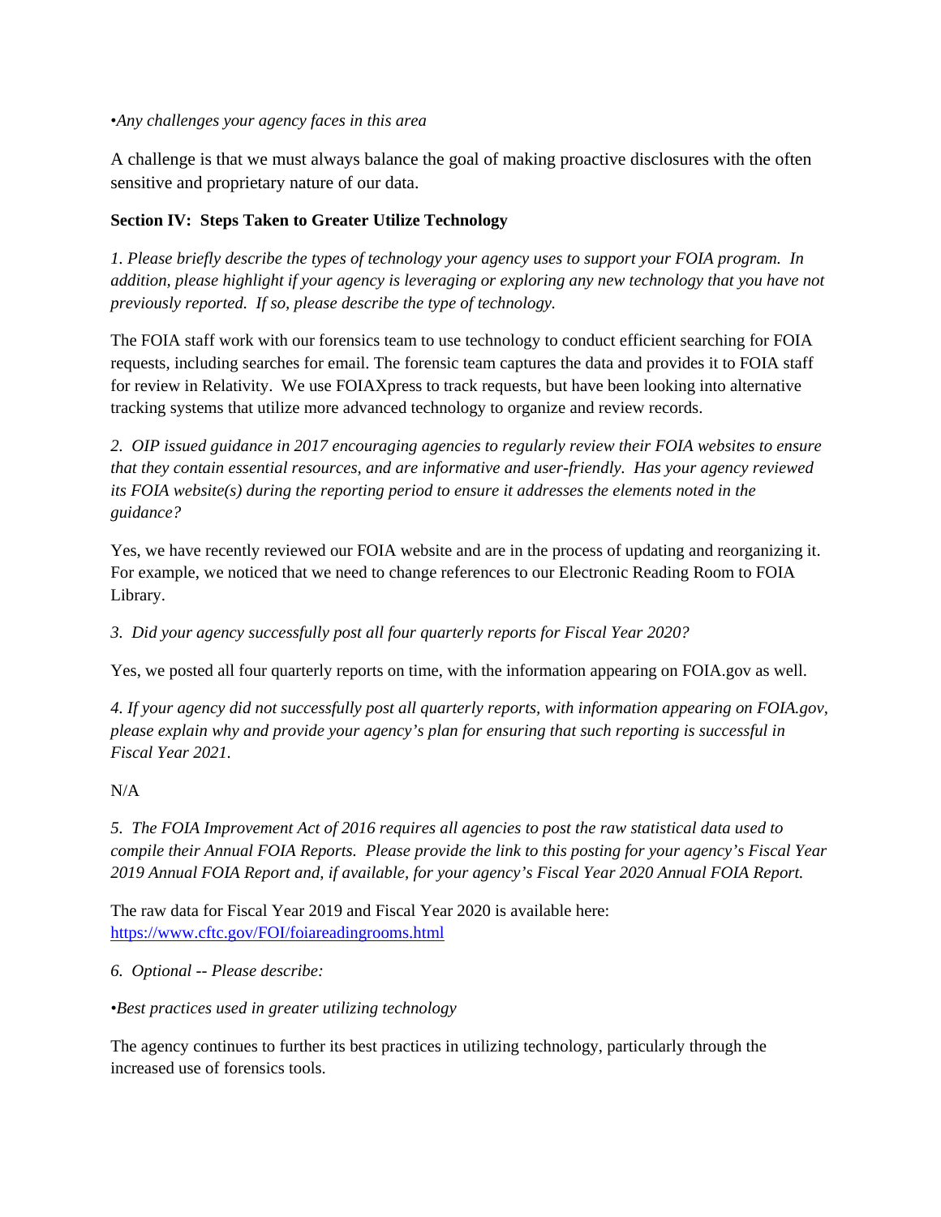•*Any challenges your agency faces in this area*

A challenge is that we must always balance the goal of making proactive disclosures with the often sensitive and proprietary nature of our data.

**Section IV: Steps Taken to Greater Utilize Technology**

*1. Please briefly describe the types of technology your agency uses to support your FOIA program. In addition, please highlight if your agency is leveraging or exploring any new technology that you have not previously reported. If so, please describe the type of technology.*

The FOIA staff work with our forensics team to use technology to conduct efficient searching for FOIA requests, including searches for email. The forensic team captures the data and provides it to FOIA staff for review in Relativity. We use FOIAXpress to track requests, but have been looking into alternative tracking systems that utilize more advanced technology to organize and review records.

*2. OIP issued guidance in 2017 encouraging agencies to regularly review their FOIA websites to ensure that they contain essential resources, and are informative and user-friendly. Has your agency reviewed its FOIA website(s) during the reporting period to ensure it addresses the elements noted in the guidance?*

Yes, we have recently reviewed our FOIA website and are in the process of updating and reorganizing it. For example, we noticed that we need to change references to our Electronic Reading Room to FOIA Library.

*3. Did your agency successfully post all four quarterly reports for Fiscal Year 2020?*

Yes, we posted all four quarterly reports on time, with the information appearing on FOIA.gov as well.

*4. If your agency did not successfully post all quarterly reports, with information appearing on FOIA.gov, please explain why and provide your agency's plan for ensuring that such reporting is successful in Fiscal Year 2021.*

N/A

*5. The FOIA Improvement Act of 2016 requires all agencies to post the raw statistical data used to compile their Annual FOIA Reports. Please provide the link to this posting for your agency's Fiscal Year 2019 Annual FOIA Report and, if available, for your agency's Fiscal Year 2020 Annual FOIA Report.*

The raw data for Fiscal Year 2019 and Fiscal Year 2020 is available here: https://www.cftc.gov/FOI/foiareadingrooms.html

*6. Optional -- Please describe:*

•*Best practices used in greater utilizing technology*

The agency continues to further its best practices in utilizing technology, particularly through the increased use of forensics tools.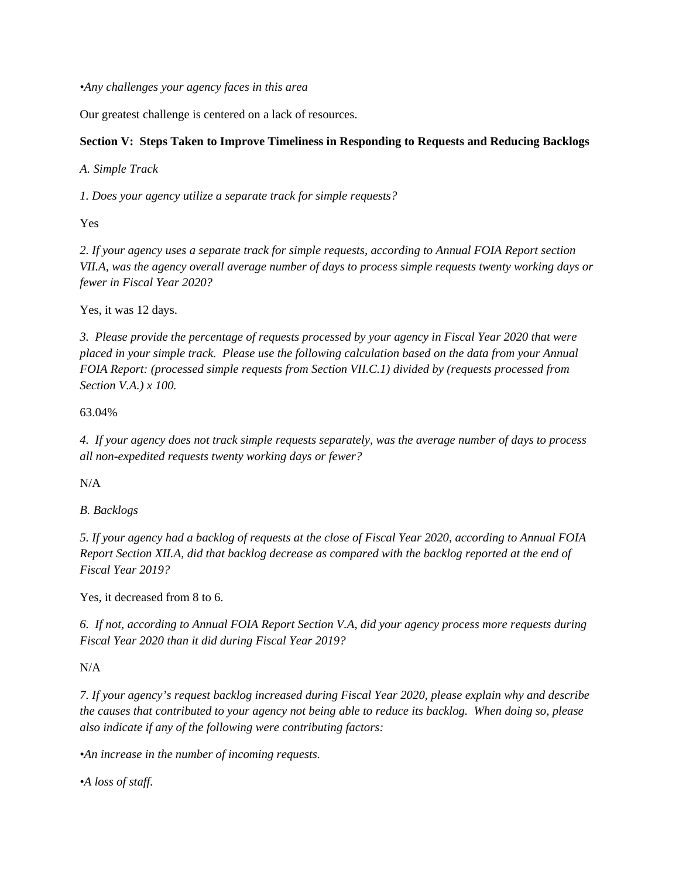*•Any challenges your agency faces in this area*

Our greatest challenge is centered on a lack of resources.

**Section V: Steps Taken to Improve Timeliness in Responding to Requests and Reducing Backlogs**

*A. Simple Track*

*1. Does your agency utilize a separate track for simple requests?*

Yes

*2. If your agency uses a separate track for simple requests, according to Annual FOIA Report section VII.A, was the agency overall average number of days to process simple requests twenty working days or fewer in Fiscal Year 2020?*

Yes, it was 12 days.

*3. Please provide the percentage of requests processed by your agency in Fiscal Year 2020 that were placed in your simple track. Please use the following calculation based on the data from your Annual FOIA Report: (processed simple requests from Section VII.C.1) divided by (requests processed from Section V.A.) x 100.*

63.04%

*4. If your agency does not track simple requests separately, was the average number of days to process all non-expedited requests twenty working days or fewer?*

N/A

*B. Backlogs*

*5. If your agency had a backlog of requests at the close of Fiscal Year 2020, according to Annual FOIA Report Section XII.A, did that backlog decrease as compared with the backlog reported at the end of Fiscal Year 2019?*

Yes, it decreased from 8 to 6.

*6. If not, according to Annual FOIA Report Section V.A, did your agency process more requests during Fiscal Year 2020 than it did during Fiscal Year 2019?*

N/A

*7. If your agency's request backlog increased during Fiscal Year 2020, please explain why and describe the causes that contributed to your agency not being able to reduce its backlog. When doing so, please also indicate if any of the following were contributing factors:*

*•An increase in the number of incoming requests.*

*•A loss of staff.*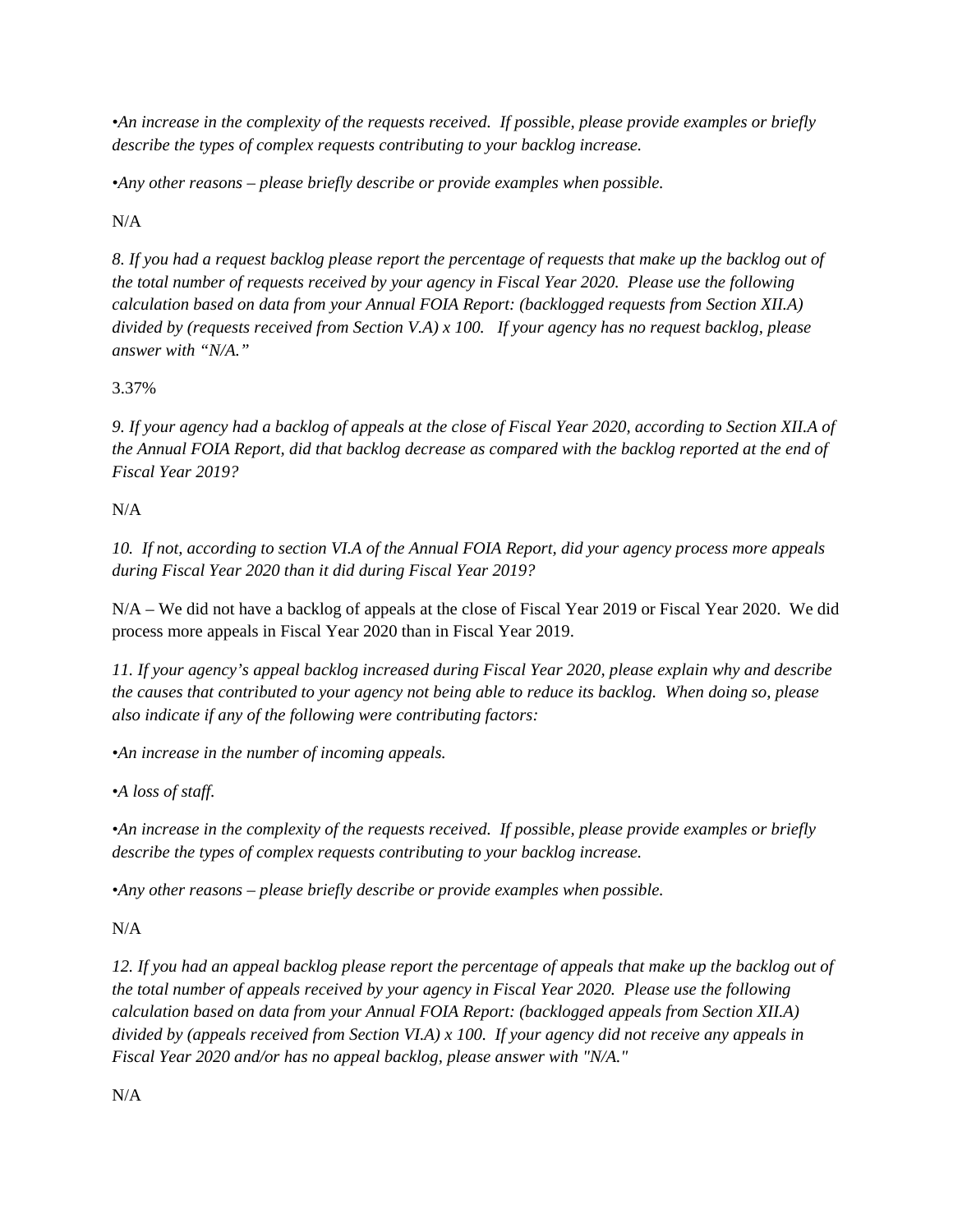*•An increase in the complexity of the requests received. If possible, please provide examples or briefly describe the types of complex requests contributing to your backlog increase.*

*•Any other reasons – please briefly describe or provide examples when possible.*

N/A

*8. If you had a request backlog please report the percentage of requests that make up the backlog out of the total number of requests received by your agency in Fiscal Year 2020. Please use the following calculation based on data from your Annual FOIA Report: (backlogged requests from Section XII.A) divided by (requests received from Section V.A) x 100. If your agency has no request backlog, please answer with "N/A."*

3.37%

*9. If your agency had a backlog of appeals at the close of Fiscal Year 2020, according to Section XII.A of the Annual FOIA Report, did that backlog decrease as compared with the backlog reported at the end of Fiscal Year 2019?*

N/A

*10. If not, according to section VI.A of the Annual FOIA Report, did your agency process more appeals during Fiscal Year 2020 than it did during Fiscal Year 2019?*

N/A – We did not have a backlog of appeals at the close of Fiscal Year 2019 or Fiscal Year 2020. We did process more appeals in Fiscal Year 2020 than in Fiscal Year 2019.

*11. If your agency's appeal backlog increased during Fiscal Year 2020, please explain why and describe the causes that contributed to your agency not being able to reduce its backlog. When doing so, please also indicate if any of the following were contributing factors:*

*•An increase in the number of incoming appeals.*

*•A loss of staff.*

*•An increase in the complexity of the requests received. If possible, please provide examples or briefly describe the types of complex requests contributing to your backlog increase.*

*•Any other reasons – please briefly describe or provide examples when possible.*

N/A

*12. If you had an appeal backlog please report the percentage of appeals that make up the backlog out of the total number of appeals received by your agency in Fiscal Year 2020. Please use the following calculation based on data from your Annual FOIA Report: (backlogged appeals from Section XII.A) divided by (appeals received from Section VI.A) x 100. If your agency did not receive any appeals in Fiscal Year 2020 and/or has no appeal backlog, please answer with "N/A."*

N/A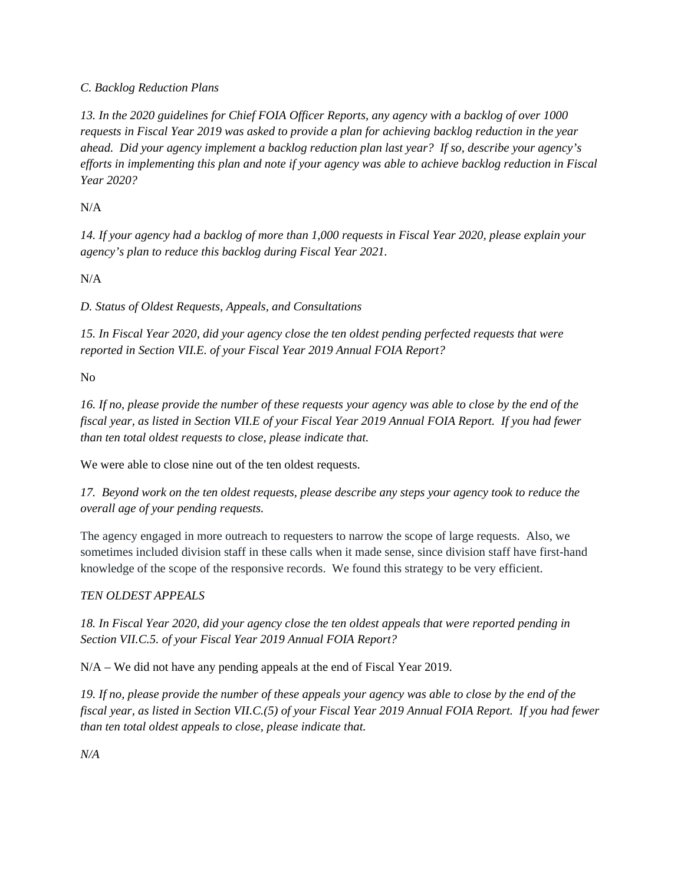*C. Backlog Reduction Plans*

*13. In the 2020 guidelines for Chief FOIA Officer Reports, any agency with a backlog of over 1000 requests in Fiscal Year 2019 was asked to provide a plan for achieving backlog reduction in the year ahead. Did your agency implement a backlog reduction plan last year? If so, describe your agency's efforts in implementing this plan and note if your agency was able to achieve backlog reduction in Fiscal Year 2020?*

N/A

*14. If your agency had a backlog of more than 1,000 requests in Fiscal Year 2020, please explain your agency's plan to reduce this backlog during Fiscal Year 2021.*

N/A

*D. Status of Oldest Requests, Appeals, and Consultations*

*15. In Fiscal Year 2020, did your agency close the ten oldest pending perfected requests that were reported in Section VII.E. of your Fiscal Year 2019 Annual FOIA Report?*

No

*16. If no, please provide the number of these requests your agency was able to close by the end of the fiscal year, as listed in Section VII.E of your Fiscal Year 2019 Annual FOIA Report. If you had fewer than ten total oldest requests to close, please indicate that.*

We were able to close nine out of the ten oldest requests.

*17. Beyond work on the ten oldest requests, please describe any steps your agency took to reduce the overall age of your pending requests.*

The agency engaged in more outreach to requesters to narrow the scope of large requests. Also, we sometimes included division staff in these calls when it made sense, since division staff have first-hand knowledge of the scope of the responsive records. We found this strategy to be very efficient.

*TEN OLDEST APPEALS*

*18. In Fiscal Year 2020, did your agency close the ten oldest appeals that were reported pending in Section VII.C.5. of your Fiscal Year 2019 Annual FOIA Report?*

N/A – We did not have any pending appeals at the end of Fiscal Year 2019.

*19. If no, please provide the number of these appeals your agency was able to close by the end of the fiscal year, as listed in Section VII.C.(5) of your Fiscal Year 2019 Annual FOIA Report. If you had fewer than ten total oldest appeals to close, please indicate that.*

*N/A*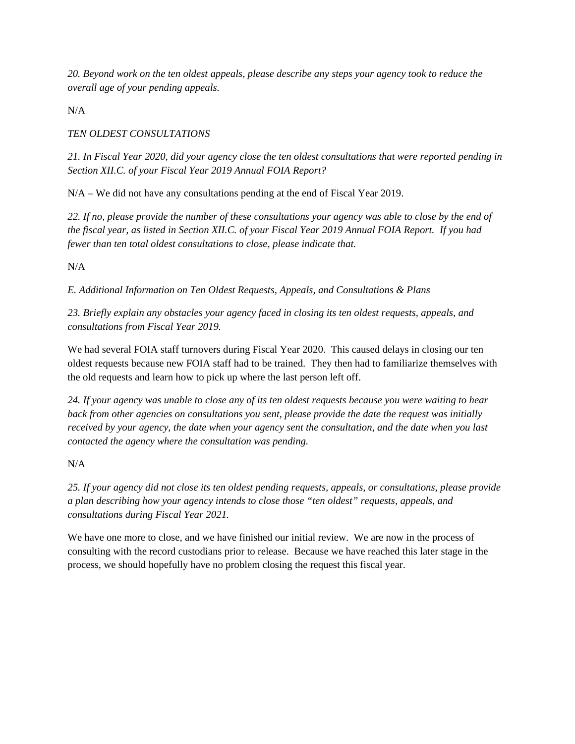*20. Beyond work on the ten oldest appeals, please describe any steps your agency took to reduce the overall age of your pending appeals.*

N/A

*TEN OLDEST CONSULTATIONS*

*21. In Fiscal Year 2020, did your agency close the ten oldest consultations that were reported pending in Section XII.C. of your Fiscal Year 2019 Annual FOIA Report?*

N/A – We did not have any consultations pending at the end of Fiscal Year 2019.

*22. If no, please provide the number of these consultations your agency was able to close by the end of the fiscal year, as listed in Section XII.C. of your Fiscal Year 2019 Annual FOIA Report. If you had fewer than ten total oldest consultations to close, please indicate that.*

N/A

*E. Additional Information on Ten Oldest Requests, Appeals, and Consultations & Plans*

*23. Briefly explain any obstacles your agency faced in closing its ten oldest requests, appeals, and consultations from Fiscal Year 2019.*

We had several FOIA staff turnovers during Fiscal Year 2020. This caused delays in closing our ten oldest requests because new FOIA staff had to be trained. They then had to familiarize themselves with the old requests and learn how to pick up where the last person left off.

*24. If your agency was unable to close any of its ten oldest requests because you were waiting to hear back from other agencies on consultations you sent, please provide the date the request was initially received by your agency, the date when your agency sent the consultation, and the date when you last contacted the agency where the consultation was pending.*

N/A

*25. If your agency did not close its ten oldest pending requests, appeals, or consultations, please provide a plan describing how your agency intends to close those "ten oldest" requests, appeals, and consultations during Fiscal Year 2021.*

We have one more to close, and we have finished our initial review. We are now in the process of consulting with the record custodians prior to release. Because we have reached this later stage in the process, we should hopefully have no problem closing the request this fiscal year.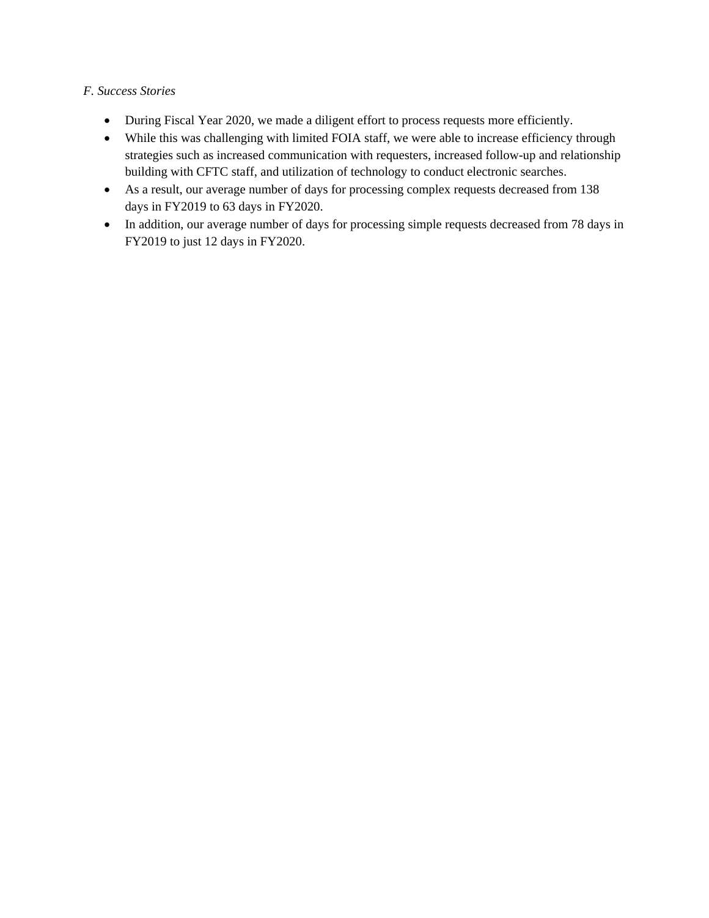*F. Success Stories*

- During Fiscal Year 2020, we made a diligent effort to process requests more efficiently.
- While this was challenging with limited FOIA staff, we were able to increase efficiency through strategies such as increased communication with requesters, increased follow-up and relationship building with CFTC staff, and utilization of technology to conduct electronic searches.
- As a result, our average number of days for processing complex requests decreased from 138 days in FY2019 to 63 days in FY2020.
- In addition, our average number of days for processing simple requests decreased from 78 days in FY2019 to just 12 days in FY2020.